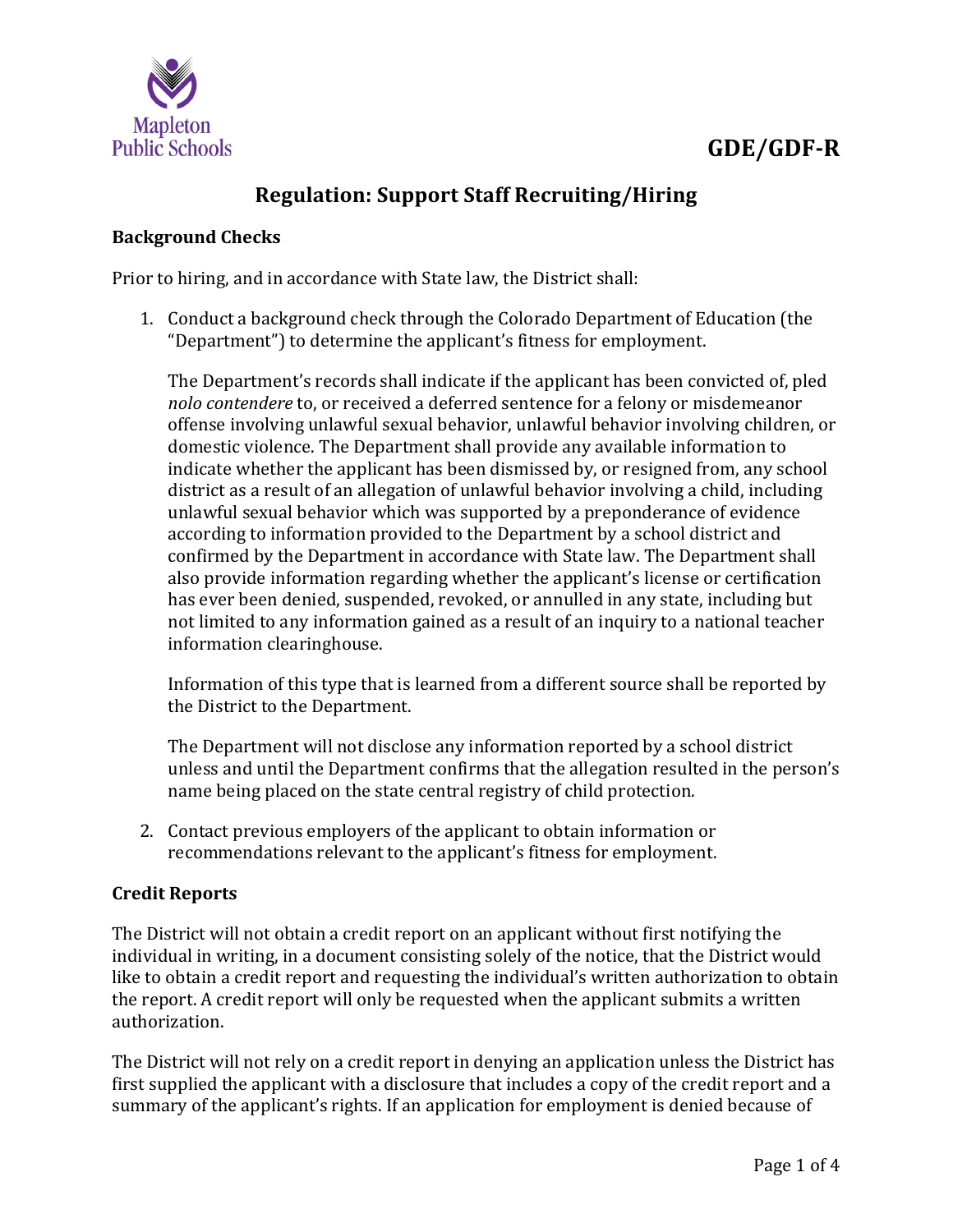Mapleton Public Schools

# GDE/GDF-R

## Regulation: Support Staff Recruiting/Hiring

### Background Checks

Prior to hiring, and in accordance with State law, the District shall:

1. Conduct a background check through the Colorado Department of Education (the "Department") to determine the applicant's fitness for employment.

   The Department's records shall indicate if the applicant has been convicted of, pled *nolo contendere* to, or received a deferred sentence for a felony or misdemeanor offense involving unlawful sexual behavior, unlawful behavior involving children, or domestic violence. The Department shall provide any available information to indicate whether the applicant has been dismissed by, or resigned from, any school district as a result of an allegation of unlawful behavior involving a child, including unlawful sexual behavior which was supported by a preponderance of evidence according to information provided to the Department by a school district and confirmed by the Department in accordance with State law. The Department shall also provide information regarding whether the applicant's license or certification has ever been denied, suspended, revoked, or annulled in any state, including but not limited to any information gained as a result of an inquiry to a national teacher information clearinghouse.

   Information of this type that is learned from a different source shall be reported by the District to the Department.

   The Department will not disclose any information reported by a school district unless and until the Department confirms that the allegation resulted in the person's name being placed on the state central registry of child protection.

2. Contact previous employers of the applicant to obtain information or recommendations relevant to the applicant's fitness for employment.

### Credit Reports

The District will not obtain a credit report on an applicant without first notifying the individual in writing, in a document consisting solely of the notice, that the District would like to obtain a credit report and requesting the individual's written authorization to obtain the report. A credit report will only be requested when the applicant submits a written authorization.

The District will not rely on a credit report in denying an application unless the District has first supplied the applicant with a disclosure that includes a copy of the credit report and a summary of the applicant's rights. If an application for employment is denied because of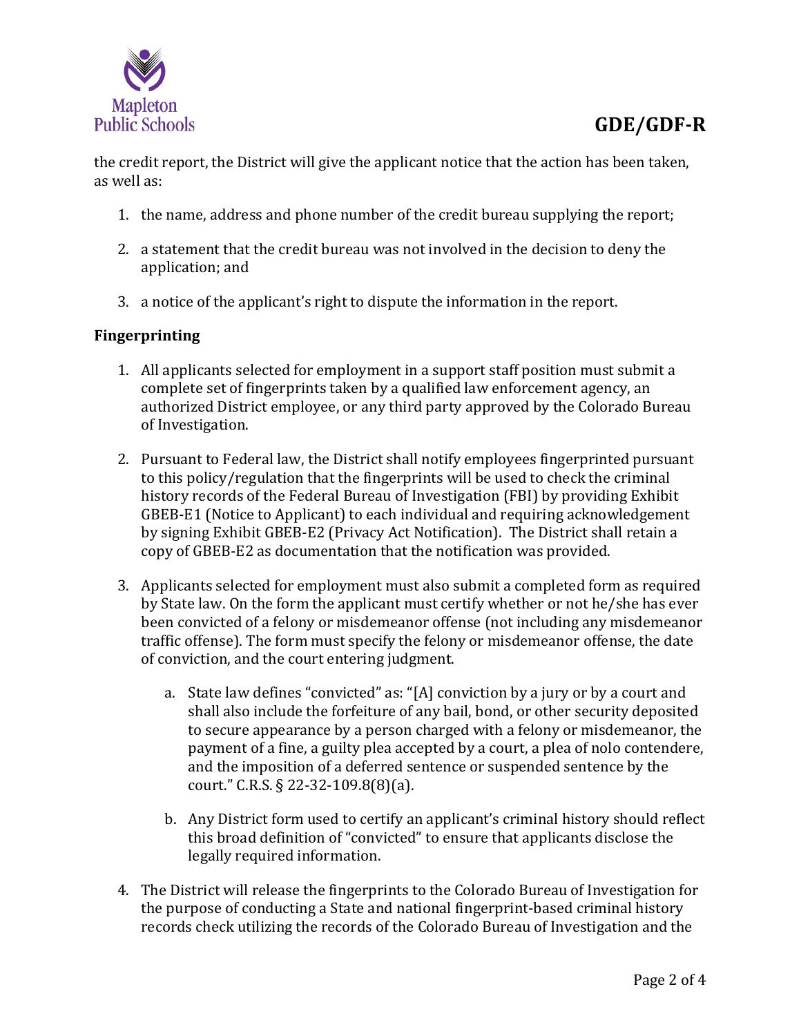the credit report, the District will give the applicant notice that the action has been taken, as well as:

1. the name, address and phone number of the credit bureau supplying the report;
2. a statement that the credit bureau was not involved in the decision to deny the application; and
3. a notice of the applicant's right to dispute the information in the report.

**Fingerprinting**

1. All applicants selected for employment in a support staff position must submit a complete set of fingerprints taken by a qualified law enforcement agency, an authorized District employee, or any third party approved by the Colorado Bureau of Investigation.
2. Pursuant to Federal law, the District shall notify employees fingerprinted pursuant to this policy/regulation that the fingerprints will be used to check the criminal history records of the Federal Bureau of Investigation (FBI) by providing Exhibit GBEB-E1 (Notice to Applicant) to each individual and requiring acknowledgement by signing Exhibit GBEB-E2 (Privacy Act Notification). The District shall retain a copy of GBEB-E2 as documentation that the notification was provided.
3. Applicants selected for employment must also submit a completed form as required by State law. On the form the applicant must certify whether or not he/she has ever been convicted of a felony or misdemeanor offense (not including any misdemeanor traffic offense). The form must specify the felony or misdemeanor offense, the date of conviction, and the court entering judgment.
   a. State law defines "convicted" as: "[A] conviction by a jury or by a court and shall also include the forfeiture of any bail, bond, or other security deposited to secure appearance by a person charged with a felony or misdemeanor, the payment of a fine, a guilty plea accepted by a court, a plea of nolo contendere, and the imposition of a deferred sentence or suspended sentence by the court." C.R.S. § 22-32-109.8(8)(a).
   b. Any District form used to certify an applicant's criminal history should reflect this broad definition of "convicted" to ensure that applicants disclose the legally required information.
4. The District will release the fingerprints to the Colorado Bureau of Investigation for the purpose of conducting a State and national fingerprint-based criminal history records check utilizing the records of the Colorado Bureau of Investigation and the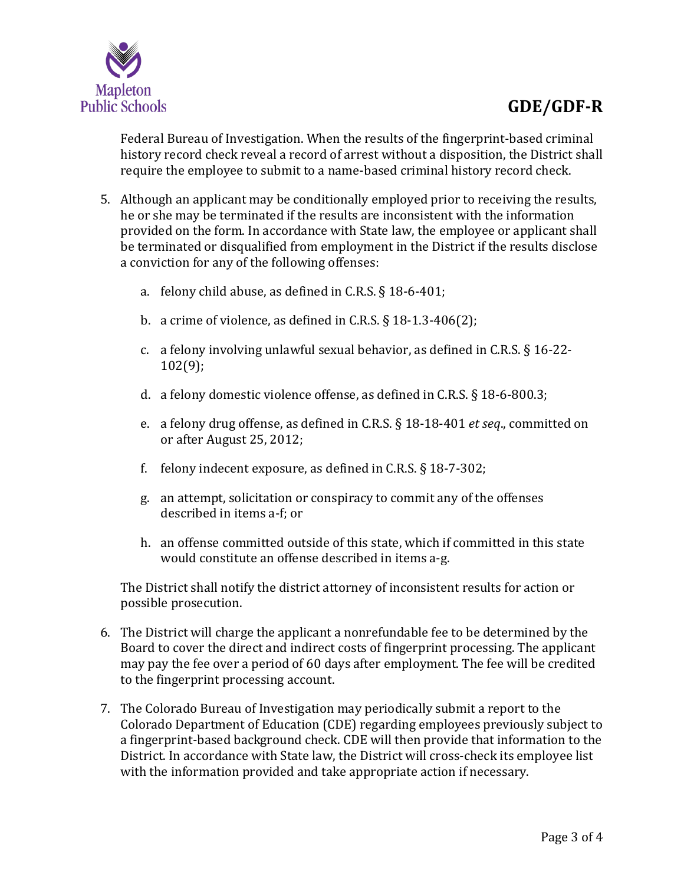Federal Bureau of Investigation. When the results of the fingerprint-based criminal history record check reveal a record of arrest without a disposition, the District shall require the employee to submit to a name-based criminal history record check.

5. Although an applicant may be conditionally employed prior to receiving the results, he or she may be terminated if the results are inconsistent with the information provided on the form. In accordance with State law, the employee or applicant shall be terminated or disqualified from employment in the District if the results disclose a conviction for any of the following offenses:

   a. felony child abuse, as defined in C.R.S. § 18-6-401;

   b. a crime of violence, as defined in C.R.S. § 18-1.3-406(2);

   c. a felony involving unlawful sexual behavior, as defined in C.R.S. § 16-22-102(9);

   d. a felony domestic violence offense, as defined in C.R.S. § 18-6-800.3;

   e. a felony drug offense, as defined in C.R.S. § 18-18-401 *et seq*., committed on or after August 25, 2012;

   f. felony indecent exposure, as defined in C.R.S. § 18-7-302;

   g. an attempt, solicitation or conspiracy to commit any of the offenses described in items a-f; or

   h. an offense committed outside of this state, which if committed in this state would constitute an offense described in items a-g.

   The District shall notify the district attorney of inconsistent results for action or possible prosecution.

6. The District will charge the applicant a nonrefundable fee to be determined by the Board to cover the direct and indirect costs of fingerprint processing. The applicant may pay the fee over a period of 60 days after employment. The fee will be credited to the fingerprint processing account.

7. The Colorado Bureau of Investigation may periodically submit a report to the Colorado Department of Education (CDE) regarding employees previously subject to a fingerprint-based background check. CDE will then provide that information to the District. In accordance with State law, the District will cross-check its employee list with the information provided and take appropriate action if necessary.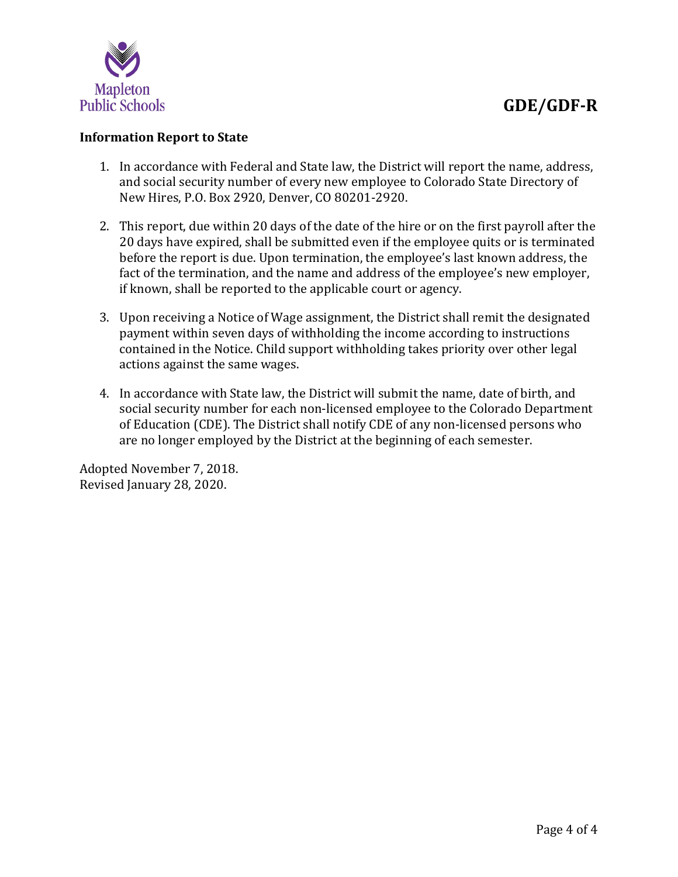**Information Report to State**

1. In accordance with Federal and State law, the District will report the name, address, and social security number of every new employee to Colorado State Directory of New Hires, P.O. Box 2920, Denver, CO 80201-2920.

2. This report, due within 20 days of the date of the hire or on the first payroll after the 20 days have expired, shall be submitted even if the employee quits or is terminated before the report is due. Upon termination, the employee's last known address, the fact of the termination, and the name and address of the employee's new employer, if known, shall be reported to the applicable court or agency.

3. Upon receiving a Notice of Wage assignment, the District shall remit the designated payment within seven days of withholding the income according to instructions contained in the Notice. Child support withholding takes priority over other legal actions against the same wages.

4. In accordance with State law, the District will submit the name, date of birth, and social security number for each non-licensed employee to the Colorado Department of Education (CDE). The District shall notify CDE of any non-licensed persons who are no longer employed by the District at the beginning of each semester.

Adopted November 7, 2018.
Revised January 28, 2020.